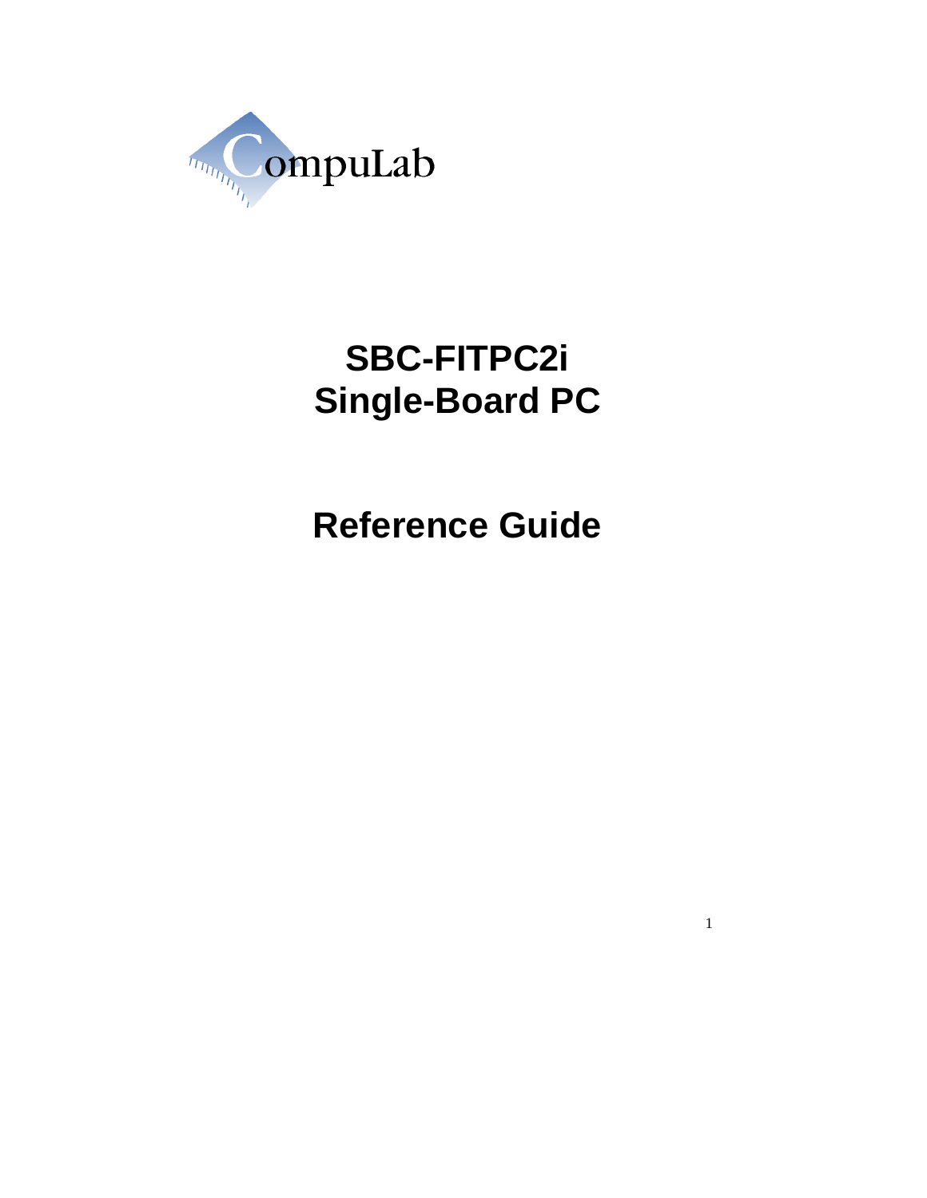CompuLab

# SBC-FITPC2i
# Single-Board PC

# Reference Guide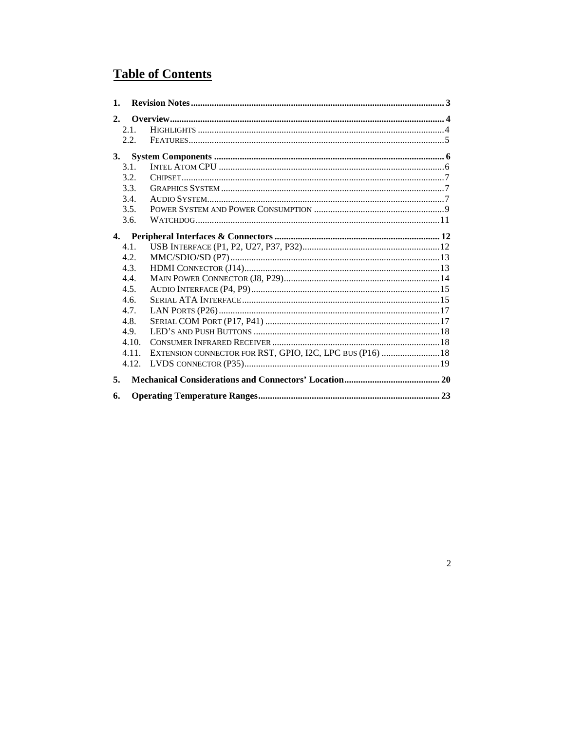# Table of Contents

1. **Revision Notes** ... 3
2. **Overview** ... 4
   - 2.1. Highlights ... 4
   - 2.2. Features ... 5
3. **System Components** ... 6
   - 3.1. Intel Atom CPU ... 6
   - 3.2. Chipset ... 7
   - 3.3. Graphics System ... 7
   - 3.4. Audio System ... 7
   - 3.5. Power System and Power Consumption ... 9
   - 3.6. Watchdog ... 11
4. **Peripheral Interfaces & Connectors** ... 12
   - 4.1. USB Interface (P1, P2, U27, P37, P32) ... 12
   - 4.2. MMC/SDIO/SD (P7) ... 13
   - 4.3. HDMI Connector (J14) ... 13
   - 4.4. Main Power Connector (J8, P29) ... 14
   - 4.5. Audio Interface (P4, P9) ... 15
   - 4.6. Serial ATA Interface ... 15
   - 4.7. LAN Ports (P26) ... 17
   - 4.8. Serial COM Port (P17, P41) ... 17
   - 4.9. LED's and Push Buttons ... 18
   - 4.10. Consumer Infrared Receiver ... 18
   - 4.11. Extension connector for RST, GPIO, I2C, LPC bus (P16) ... 18
   - 4.12. LVDS connector (P35) ... 19
5. **Mechanical Considerations and Connectors' Location** ... 20
6. **Operating Temperature Ranges** ... 23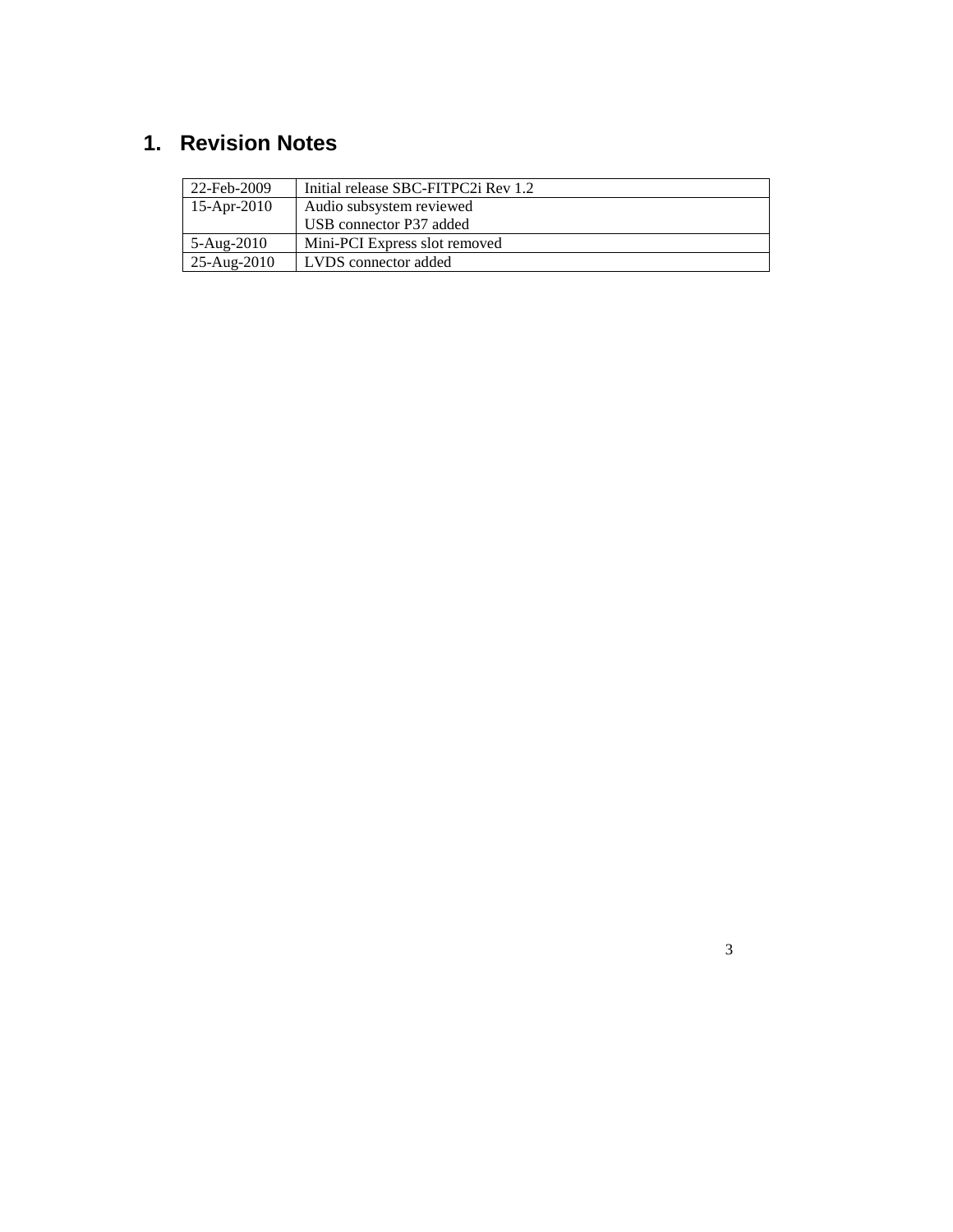# 1. Revision Notes

| | |
|---|---|
| 22-Feb-2009 | Initial release SBC-FITPC2i Rev 1.2 |
| 15-Apr-2010 | Audio subsystem reviewed<br>USB connector P37 added |
| 5-Aug-2010 | Mini-PCI Express slot removed |
| 25-Aug-2010 | LVDS connector added |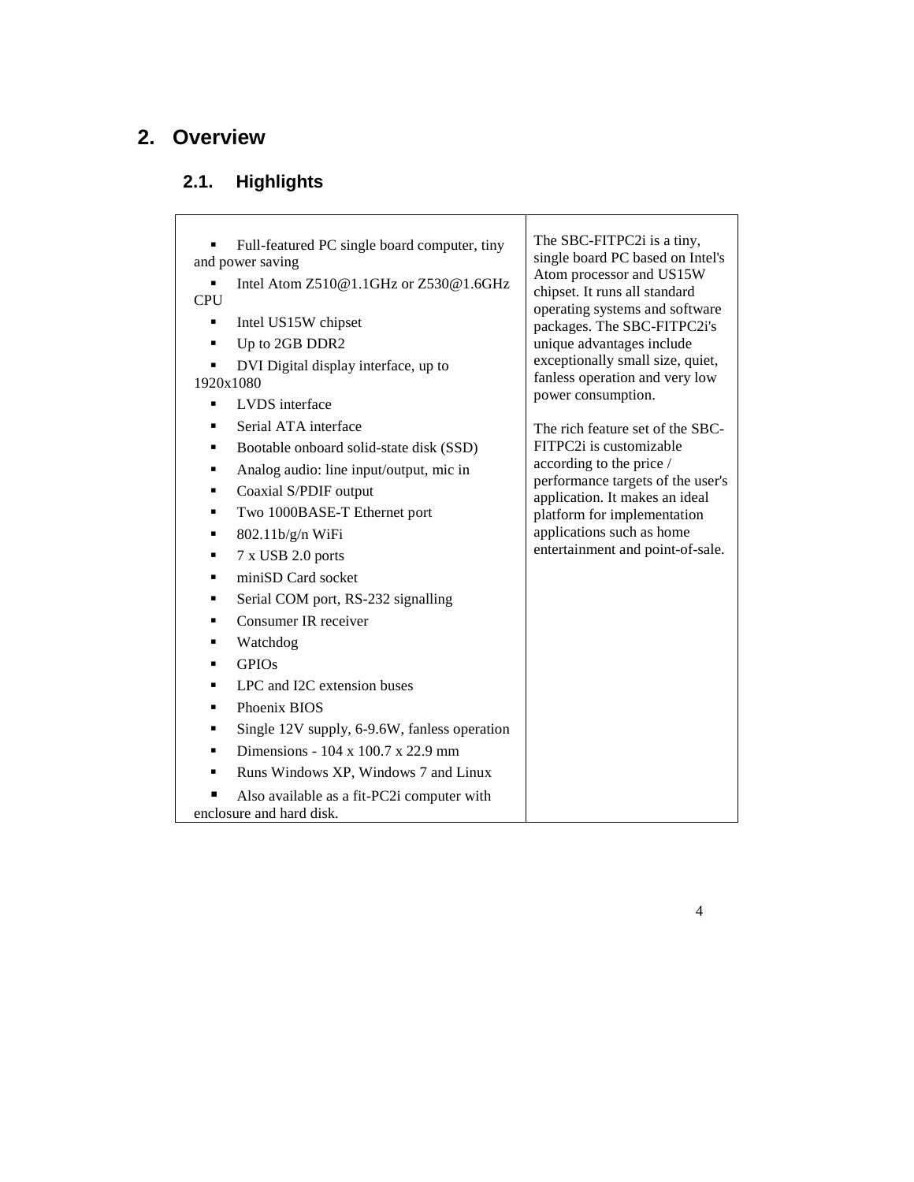# 2. Overview

## 2.1. Highlights

- Full-featured PC single board computer, tiny and power saving
- Intel Atom Z510@1.1GHz or Z530@1.6GHz CPU
- Intel US15W chipset
- Up to 2GB DDR2
- DVI Digital display interface, up to 1920x1080
- LVDS interface
- Serial ATA interface
- Bootable onboard solid-state disk (SSD)
- Analog audio: line input/output, mic in
- Coaxial S/PDIF output
- Two 1000BASE-T Ethernet port
- 802.11b/g/n WiFi
- 7 x USB 2.0 ports
- miniSD Card socket
- Serial COM port, RS-232 signalling
- Consumer IR receiver
- Watchdog
- GPIOs
- LPC and I2C extension buses
- Phoenix BIOS
- Single 12V supply, 6-9.6W, fanless operation
- Dimensions - 104 x 100.7 x 22.9 mm
- Runs Windows XP, Windows 7 and Linux
- Also available as a fit-PC2i computer with enclosure and hard disk.

The SBC-FITPC2i is a tiny, single board PC based on Intel's Atom processor and US15W chipset. It runs all standard operating systems and software packages. The SBC-FITPC2i's unique advantages include exceptionally small size, quiet, fanless operation and very low power consumption.

The rich feature set of the SBC-FITPC2i is customizable according to the price / performance targets of the user's application. It makes an ideal platform for implementation applications such as home entertainment and point-of-sale.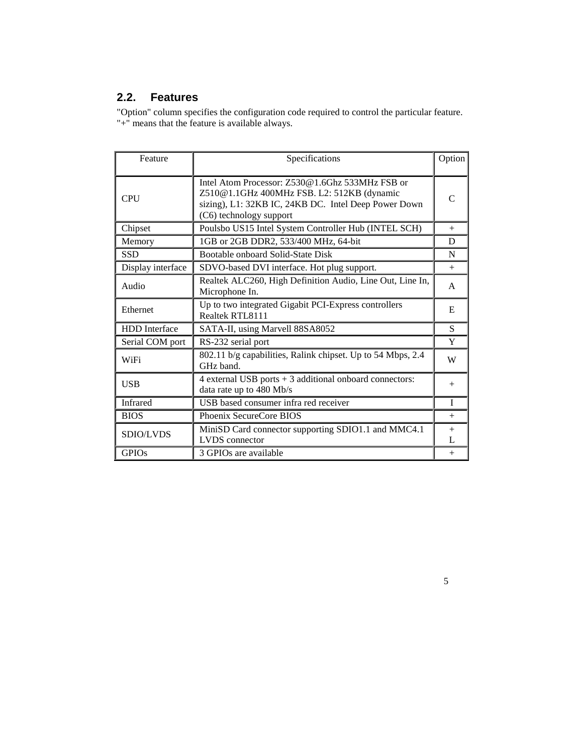## 2.2. Features

"Option" column specifies the configuration code required to control the particular feature. "+" means that the feature is available always.

| Feature | Specifications | Option |
|---|---|---|
| CPU | Intel Atom Processor: Z530@1.6Ghz 533MHz FSB or Z510@1.1GHz 400MHz FSB. L2: 512KB (dynamic sizing), L1: 32KB IC, 24KB DC. Intel Deep Power Down (C6) technology support | C |
| Chipset | Poulsbo US15 Intel System Controller Hub (INTEL SCH) | + |
| Memory | 1GB or 2GB DDR2, 533/400 MHz, 64-bit | D |
| SSD | Bootable onboard Solid-State Disk | N |
| Display interface | SDVO-based DVI interface. Hot plug support. | + |
| Audio | Realtek ALC260, High Definition Audio, Line Out, Line In, Microphone In. | A |
| Ethernet | Up to two integrated Gigabit PCI-Express controllers Realtek RTL8111 | E |
| HDD Interface | SATA-II, using Marvell 88SA8052 | S |
| Serial COM port | RS-232 serial port | Y |
| WiFi | 802.11 b/g capabilities, Ralink chipset. Up to 54 Mbps, 2.4 GHz band. | W |
| USB | 4 external USB ports + 3 additional onboard connectors: data rate up to 480 Mb/s | + |
| Infrared | USB based consumer infra red receiver | I |
| BIOS | Phoenix SecureCore BIOS | + |
| SDIO/LVDS | MiniSD Card connector supporting SDIO1.1 and MMC4.1<br>LVDS connector | +<br>L |
| GPIOs | 3 GPIOs are available | + |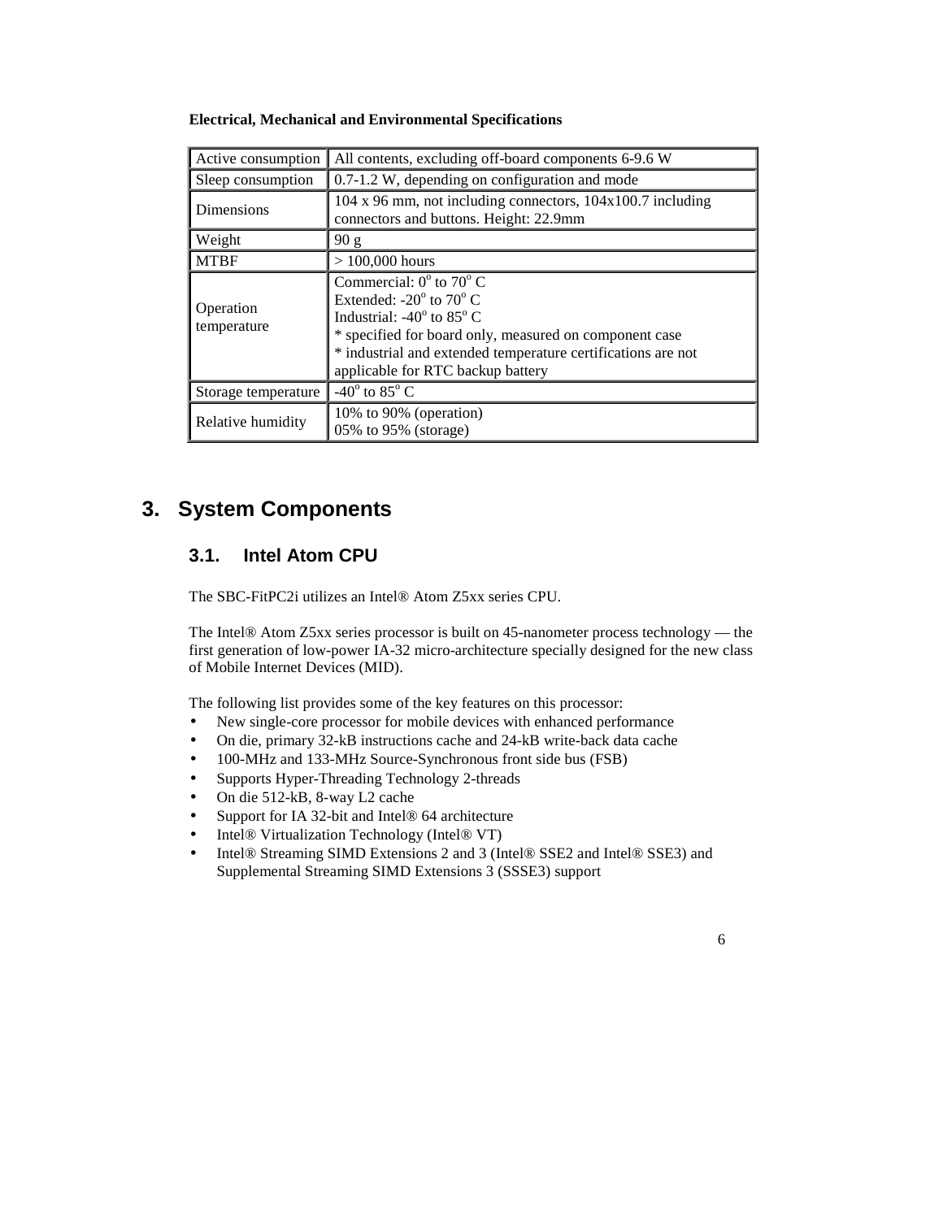**Electrical, Mechanical and Environmental Specifications**

| Active consumption | All contents, excluding off-board components 6-9.6 W |
| --- | --- |
| Sleep consumption | 0.7-1.2 W, depending on configuration and mode |
| Dimensions | 104 x 96 mm, not including connectors, 104x100.7 including connectors and buttons. Height: 22.9mm |
| Weight | 90 g |
| MTBF | > 100,000 hours |
| Operation temperature | Commercial: $0^{o}$ to $70^{o}$ C<br>Extended: $-20^{o}$ to $70^{o}$ C<br>Industrial: $-40^{o}$ to $85^{o}$ C<br>* specified for board only, measured on component case<br>* industrial and extended temperature certifications are not applicable for RTC backup battery |
| Storage temperature | $-40^{o}$ to $85^{o}$ C |
| Relative humidity | 10% to 90% (operation)<br>05% to 95% (storage) |

# 3. System Components

## 3.1. Intel Atom CPU

The SBC-FitPC2i utilizes an Intel® Atom Z5xx series CPU.

The Intel® Atom Z5xx series processor is built on 45-nanometer process technology — the first generation of low-power IA-32 micro-architecture specially designed for the new class of Mobile Internet Devices (MID).

The following list provides some of the key features on this processor:

- New single-core processor for mobile devices with enhanced performance
- On die, primary 32-kB instructions cache and 24-kB write-back data cache
- 100-MHz and 133-MHz Source-Synchronous front side bus (FSB)
- Supports Hyper-Threading Technology 2-threads
- On die 512-kB, 8-way L2 cache
- Support for IA 32-bit and Intel® 64 architecture
- Intel® Virtualization Technology (Intel® VT)
- Intel® Streaming SIMD Extensions 2 and 3 (Intel® SSE2 and Intel® SSE3) and Supplemental Streaming SIMD Extensions 3 (SSSE3) support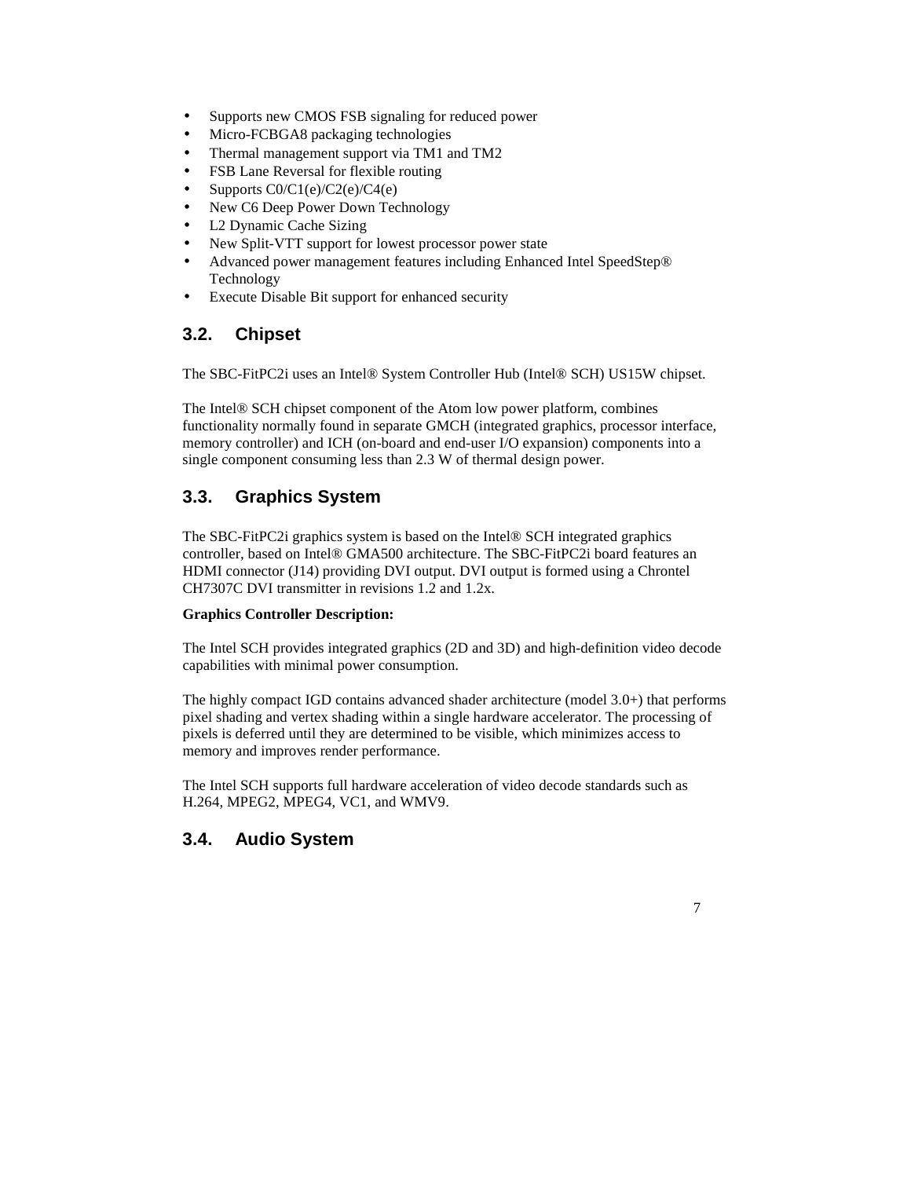- Supports new CMOS FSB signaling for reduced power
- Micro-FCBGA8 packaging technologies
- Thermal management support via TM1 and TM2
- FSB Lane Reversal for flexible routing
- Supports C0/C1(e)/C2(e)/C4(e)
- New C6 Deep Power Down Technology
- L2 Dynamic Cache Sizing
- New Split-VTT support for lowest processor power state
- Advanced power management features including Enhanced Intel SpeedStep® Technology
- Execute Disable Bit support for enhanced security

## 3.2. Chipset

The SBC-FitPC2i uses an Intel® System Controller Hub (Intel® SCH) US15W chipset.

The Intel® SCH chipset component of the Atom low power platform, combines functionality normally found in separate GMCH (integrated graphics, processor interface, memory controller) and ICH (on-board and end-user I/O expansion) components into a single component consuming less than 2.3 W of thermal design power.

## 3.3. Graphics System

The SBC-FitPC2i graphics system is based on the Intel® SCH integrated graphics controller, based on Intel® GMA500 architecture. The SBC-FitPC2i board features an HDMI connector (J14) providing DVI output. DVI output is formed using a Chrontel CH7307C DVI transmitter in revisions 1.2 and 1.2x.

**Graphics Controller Description:**

The Intel SCH provides integrated graphics (2D and 3D) and high-definition video decode capabilities with minimal power consumption.

The highly compact IGD contains advanced shader architecture (model 3.0+) that performs pixel shading and vertex shading within a single hardware accelerator. The processing of pixels is deferred until they are determined to be visible, which minimizes access to memory and improves render performance.

The Intel SCH supports full hardware acceleration of video decode standards such as H.264, MPEG2, MPEG4, VC1, and WMV9.

## 3.4. Audio System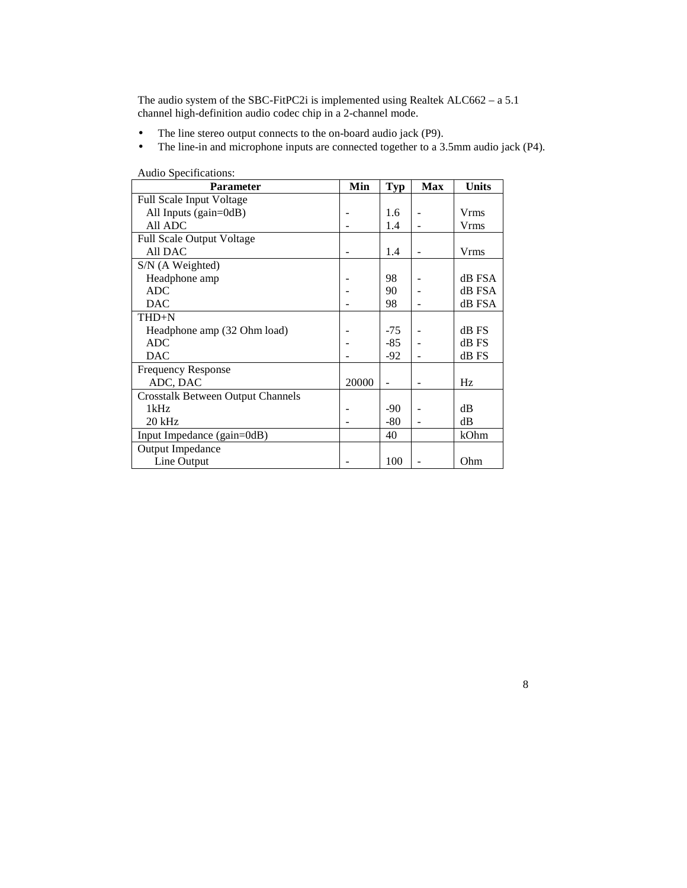The audio system of the SBC-FitPC2i is implemented using Realtek ALC662 – a 5.1 channel high-definition audio codec chip in a 2-channel mode.

- The line stereo output connects to the on-board audio jack (P9).
- The line-in and microphone inputs are connected together to a 3.5mm audio jack (P4).

Audio Specifications:

| Parameter | Min | Typ | Max | Units |
|---|---|---|---|---|
| Full Scale Input Voltage | | | | |
| All Inputs (gain=0dB) | - | 1.6 | - | Vrms |
| All ADC | - | 1.4 | - | Vrms |
| Full Scale Output Voltage | | | | |
| All DAC | - | 1.4 | - | Vrms |
| S/N (A Weighted) | | | | |
| Headphone amp | - | 98 | - | dB FSA |
| ADC | - | 90 | - | dB FSA |
| DAC | - | 98 | - | dB FSA |
| THD+N | | | | |
| Headphone amp (32 Ohm load) | - | -75 | - | dB FS |
| ADC | - | -85 | - | dB FS |
| DAC | - | -92 | - | dB FS |
| Frequency Response | | | | |
| ADC, DAC | 20000 | - | - | Hz |
| Crosstalk Between Output Channels | | | | |
| 1kHz | - | -90 | - | dB |
| 20 kHz | - | -80 | - | dB |
| Input Impedance (gain=0dB) | | 40 | | kOhm |
| Output Impedance | | | | |
| Line Output | - | 100 | - | Ohm |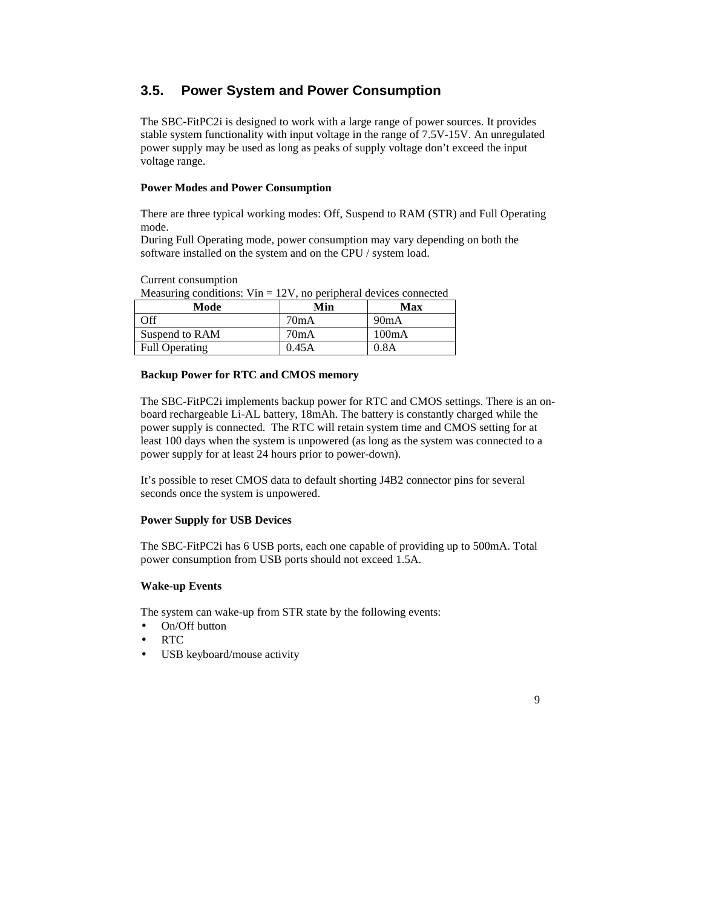## 3.5. Power System and Power Consumption

The SBC-FitPC2i is designed to work with a large range of power sources. It provides stable system functionality with input voltage in the range of 7.5V-15V. An unregulated power supply may be used as long as peaks of supply voltage don't exceed the input voltage range.

**Power Modes and Power Consumption**

There are three typical working modes: Off, Suspend to RAM (STR) and Full Operating mode.
During Full Operating mode, power consumption may vary depending on both the software installed on the system and on the CPU / system load.

Current consumption
Measuring conditions: Vin = 12V, no peripheral devices connected

| Mode | Min | Max |
|---|---|---|
| Off | 70mA | 90mA |
| Suspend to RAM | 70mA | 100mA |
| Full Operating | 0.45A | 0.8A |

**Backup Power for RTC and CMOS memory**

The SBC-FitPC2i implements backup power for RTC and CMOS settings. There is an on-board rechargeable Li-AL battery, 18mAh. The battery is constantly charged while the power supply is connected. The RTC will retain system time and CMOS setting for at least 100 days when the system is unpowered (as long as the system was connected to a power supply for at least 24 hours prior to power-down).

It's possible to reset CMOS data to default shorting J4B2 connector pins for several seconds once the system is unpowered.

**Power Supply for USB Devices**

The SBC-FitPC2i has 6 USB ports, each one capable of providing up to 500mA. Total power consumption from USB ports should not exceed 1.5A.

**Wake-up Events**

The system can wake-up from STR state by the following events:

- On/Off button
- RTC
- USB keyboard/mouse activity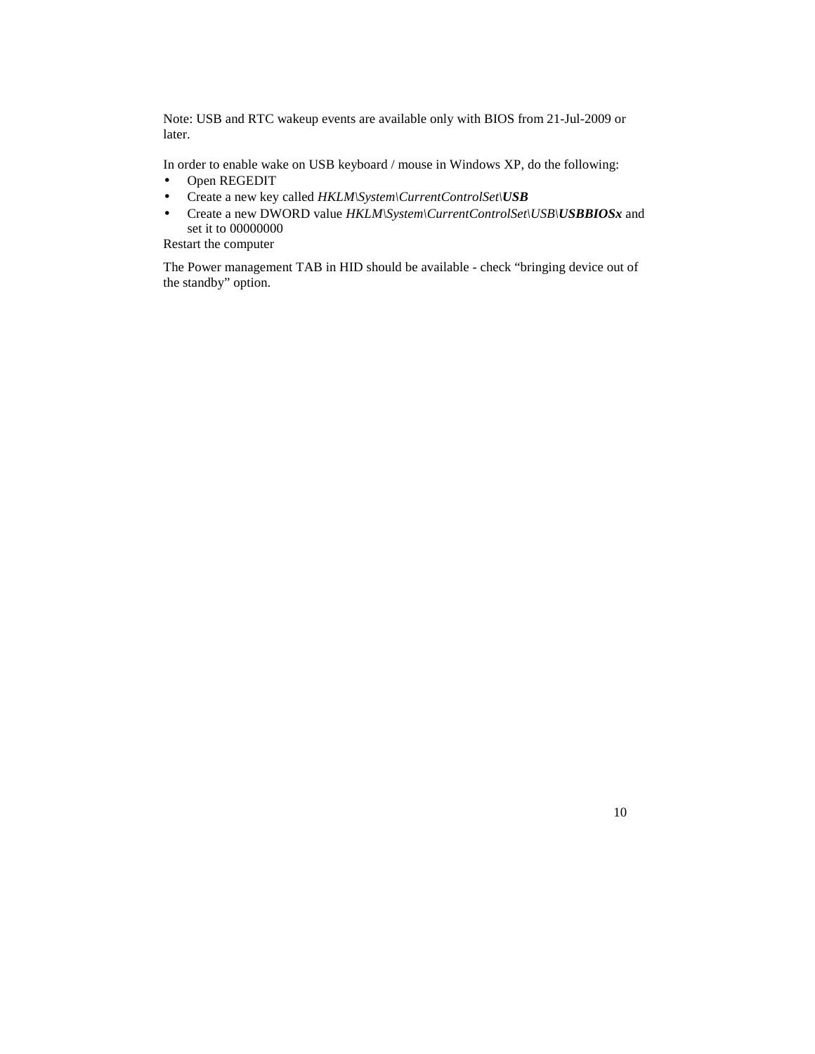Note: USB and RTC wakeup events are available only with BIOS from 21-Jul-2009 or later.

In order to enable wake on USB keyboard / mouse in Windows XP, do the following:

- Open REGEDIT
- Create a new key called *HKLM\System\CurrentControlSet\\**USB***
- Create a new DWORD value *HKLM\System\CurrentControlSet\USB\\**USBBIOSx*** and set it to 00000000

Restart the computer

The Power management TAB in HID should be available - check “bringing device out of the standby” option.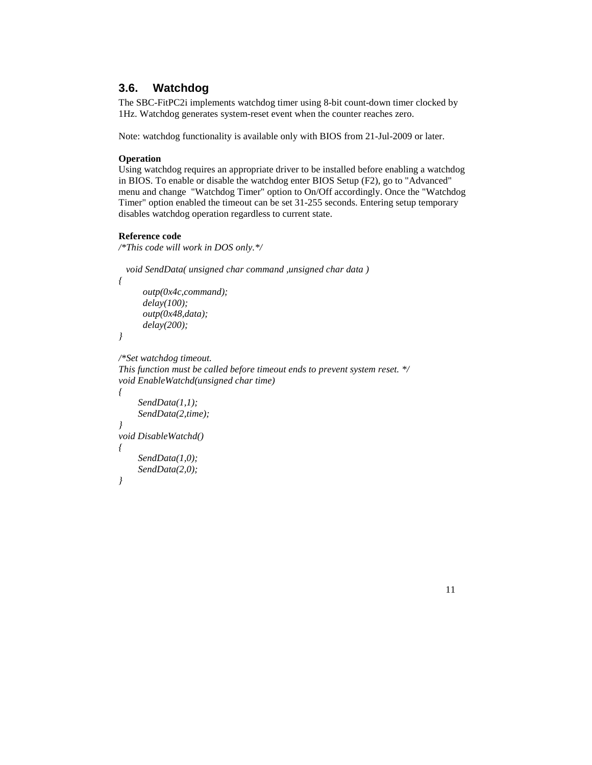## 3.6. Watchdog

The SBC-FitPC2i implements watchdog timer using 8-bit count-down timer clocked by 1Hz. Watchdog generates system-reset event when the counter reaches zero.

Note: watchdog functionality is available only with BIOS from 21-Jul-2009 or later.

**Operation**

Using watchdog requires an appropriate driver to be installed before enabling a watchdog in BIOS. To enable or disable the watchdog enter BIOS Setup (F2), go to "Advanced" menu and change "Watchdog Timer" option to On/Off accordingly. Once the "Watchdog Timer" option enabled the timeout can be set 31-255 seconds. Entering setup temporary disables watchdog operation regardless to current state.

**Reference code**

```
/*This code will work in DOS only.*/

  void SendData( unsigned char command ,unsigned char data )
{
       outp(0x4c,command);
       delay(100);
       outp(0x48,data);
       delay(200);
}

/*Set watchdog timeout.
This function must be called before timeout ends to prevent system reset. */
void EnableWatchd(unsigned char time)
{
     SendData(1,1);
     SendData(2,time);
}
void DisableWatchd()
{
     SendData(1,0);
     SendData(2,0);
}
```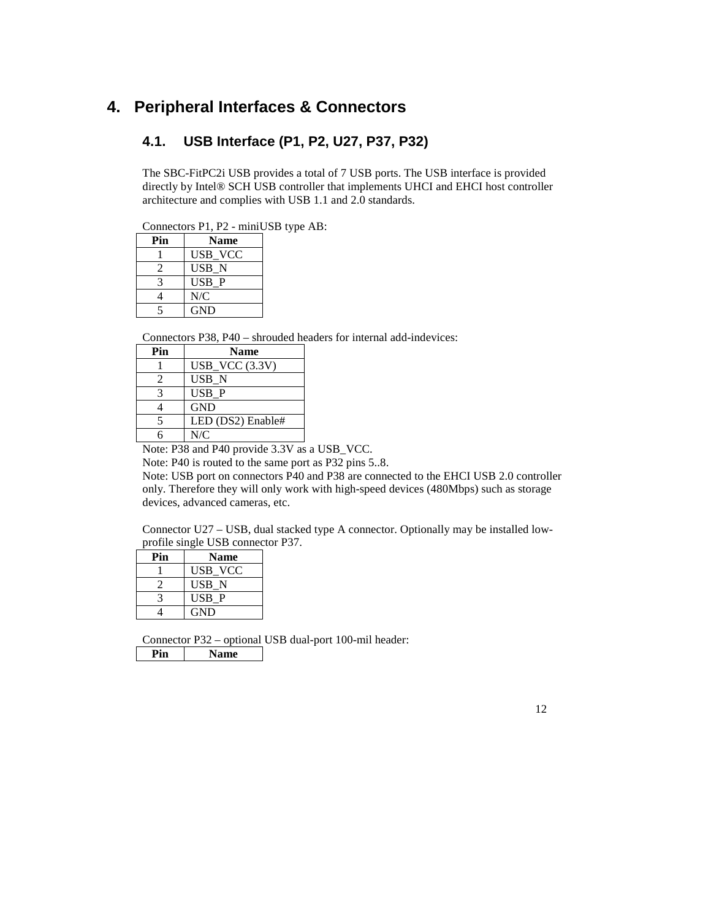# 4. Peripheral Interfaces & Connectors

## 4.1. USB Interface (P1, P2, U27, P37, P32)

The SBC-FitPC2i USB provides a total of 7 USB ports. The USB interface is provided directly by Intel® SCH USB controller that implements UHCI and EHCI host controller architecture and complies with USB 1.1 and 2.0 standards.

Connectors P1, P2 - miniUSB type AB:

| Pin | Name |
|---|---|
| 1 | USB_VCC |
| 2 | USB_N |
| 3 | USB_P |
| 4 | N/C |
| 5 | GND |

Connectors P38, P40 – shrouded headers for internal add-indevices:

| Pin | Name |
|---|---|
| 1 | USB_VCC (3.3V) |
| 2 | USB_N |
| 3 | USB_P |
| 4 | GND |
| 5 | LED (DS2) Enable# |
| 6 | N/C |

Note: P38 and P40 provide 3.3V as a USB_VCC.
Note: P40 is routed to the same port as P32 pins 5..8.
Note: USB port on connectors P40 and P38 are connected to the EHCI USB 2.0 controller only. Therefore they will only work with high-speed devices (480Mbps) such as storage devices, advanced cameras, etc.

Connector U27 – USB, dual stacked type A connector. Optionally may be installed low-profile single USB connector P37.

| Pin | Name |
|---|---|
| 1 | USB_VCC |
| 2 | USB_N |
| 3 | USB_P |
| 4 | GND |

Connector P32 – optional USB dual-port 100-mil header:

| Pin | Name |
|---|---|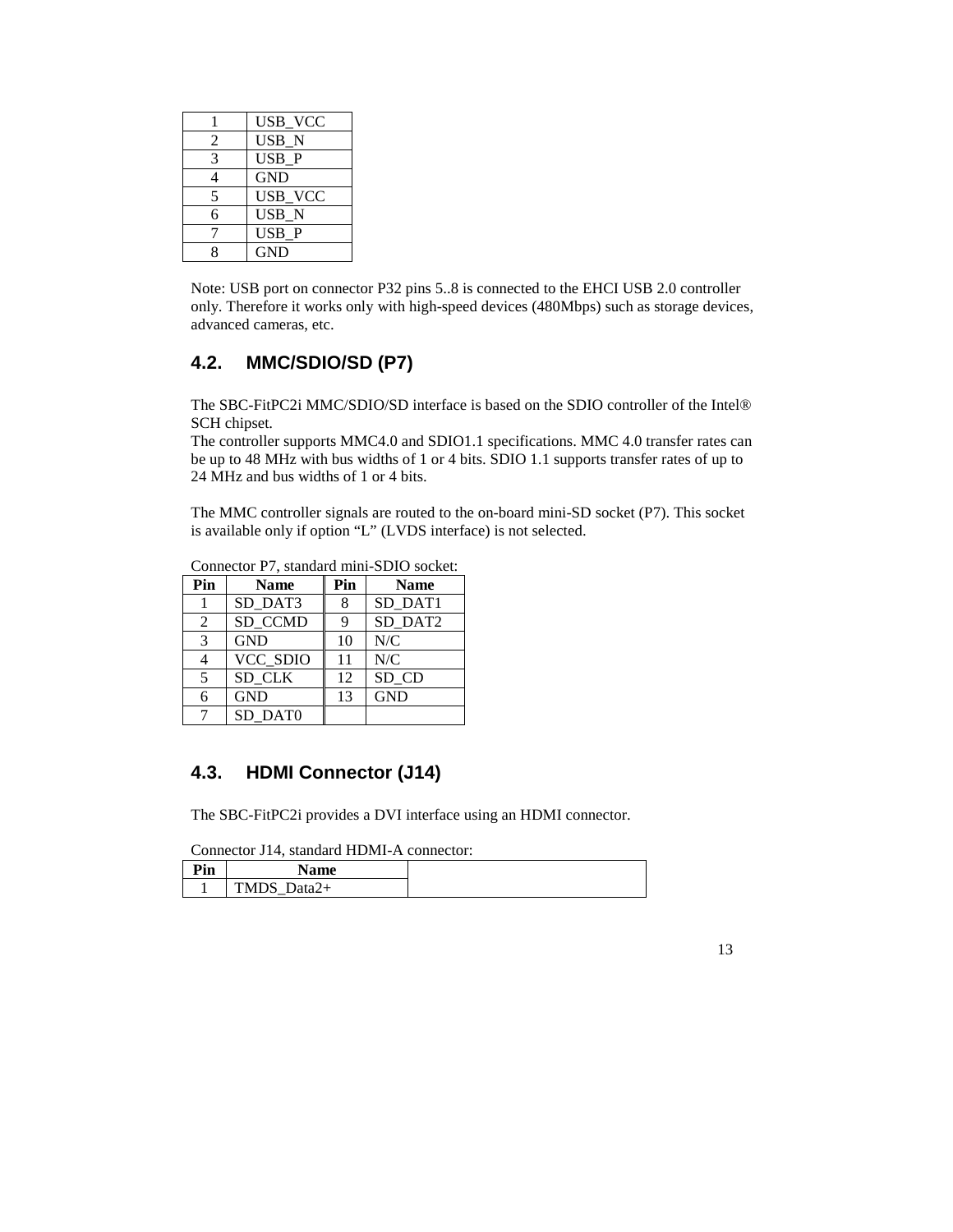| | |
|---|---|
| 1 | USB_VCC |
| 2 | USB_N |
| 3 | USB_P |
| 4 | GND |
| 5 | USB_VCC |
| 6 | USB_N |
| 7 | USB_P |
| 8 | GND |

Note: USB port on connector P32 pins 5..8 is connected to the EHCI USB 2.0 controller only. Therefore it works only with high-speed devices (480Mbps) such as storage devices, advanced cameras, etc.

## 4.2. MMC/SDIO/SD (P7)

The SBC-FitPC2i MMC/SDIO/SD interface is based on the SDIO controller of the Intel® SCH chipset.
The controller supports MMC4.0 and SDIO1.1 specifications. MMC 4.0 transfer rates can be up to 48 MHz with bus widths of 1 or 4 bits. SDIO 1.1 supports transfer rates of up to 24 MHz and bus widths of 1 or 4 bits.

The MMC controller signals are routed to the on-board mini-SD socket (P7). This socket is available only if option "L" (LVDS interface) is not selected.

Connector P7, standard mini-SDIO socket:

| Pin | Name | Pin | Name |
|---|---|---|---|
| 1 | SD_DAT3 | 8 | SD_DAT1 |
| 2 | SD_CCMD | 9 | SD_DAT2 |
| 3 | GND | 10 | N/C |
| 4 | VCC_SDIO | 11 | N/C |
| 5 | SD_CLK | 12 | SD_CD |
| 6 | GND | 13 | GND |
| 7 | SD_DAT0 | | |

## 4.3. HDMI Connector (J14)

The SBC-FitPC2i provides a DVI interface using an HDMI connector.

Connector J14, standard HDMI-A connector:

| Pin | Name | |
|---|---|---|
| 1 | TMDS_Data2+ | |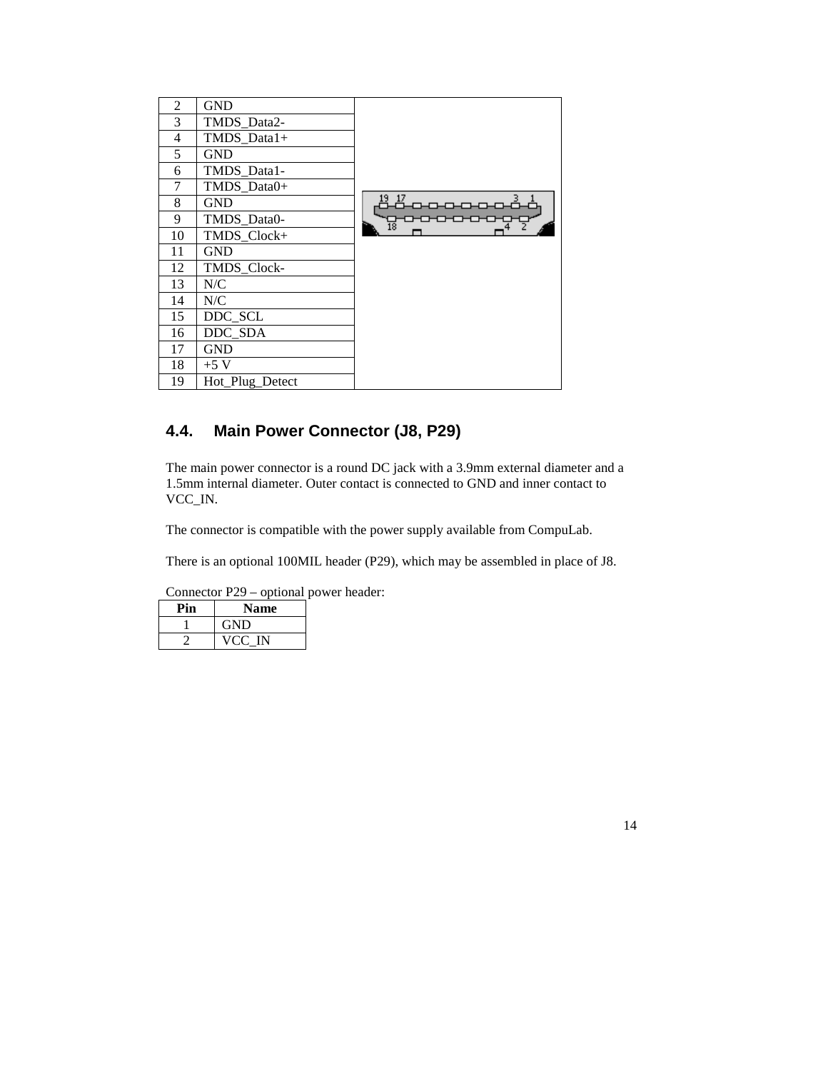| 2 | GND |
|---|---|
| 3 | TMDS_Data2- |
| 4 | TMDS_Data1+ |
| 5 | GND |
| 6 | TMDS_Data1- |
| 7 | TMDS_Data0+ |
| 8 | GND |
| 9 | TMDS_Data0- |
| 10 | TMDS_Clock+ |
| 11 | GND |
| 12 | TMDS_Clock- |
| 13 | N/C |
| 14 | N/C |
| 15 | DDC_SCL |
| 16 | DDC_SDA |
| 17 | GND |
| 18 | +5 V |
| 19 | Hot_Plug_Detect |

## 4.4. Main Power Connector (J8, P29)

The main power connector is a round DC jack with a 3.9mm external diameter and a 1.5mm internal diameter. Outer contact is connected to GND and inner contact to VCC_IN.

The connector is compatible with the power supply available from CompuLab.

There is an optional 100MIL header (P29), which may be assembled in place of J8.

Connector P29 – optional power header:

| Pin | Name |
|---|---|
| 1 | GND |
| 2 | VCC_IN |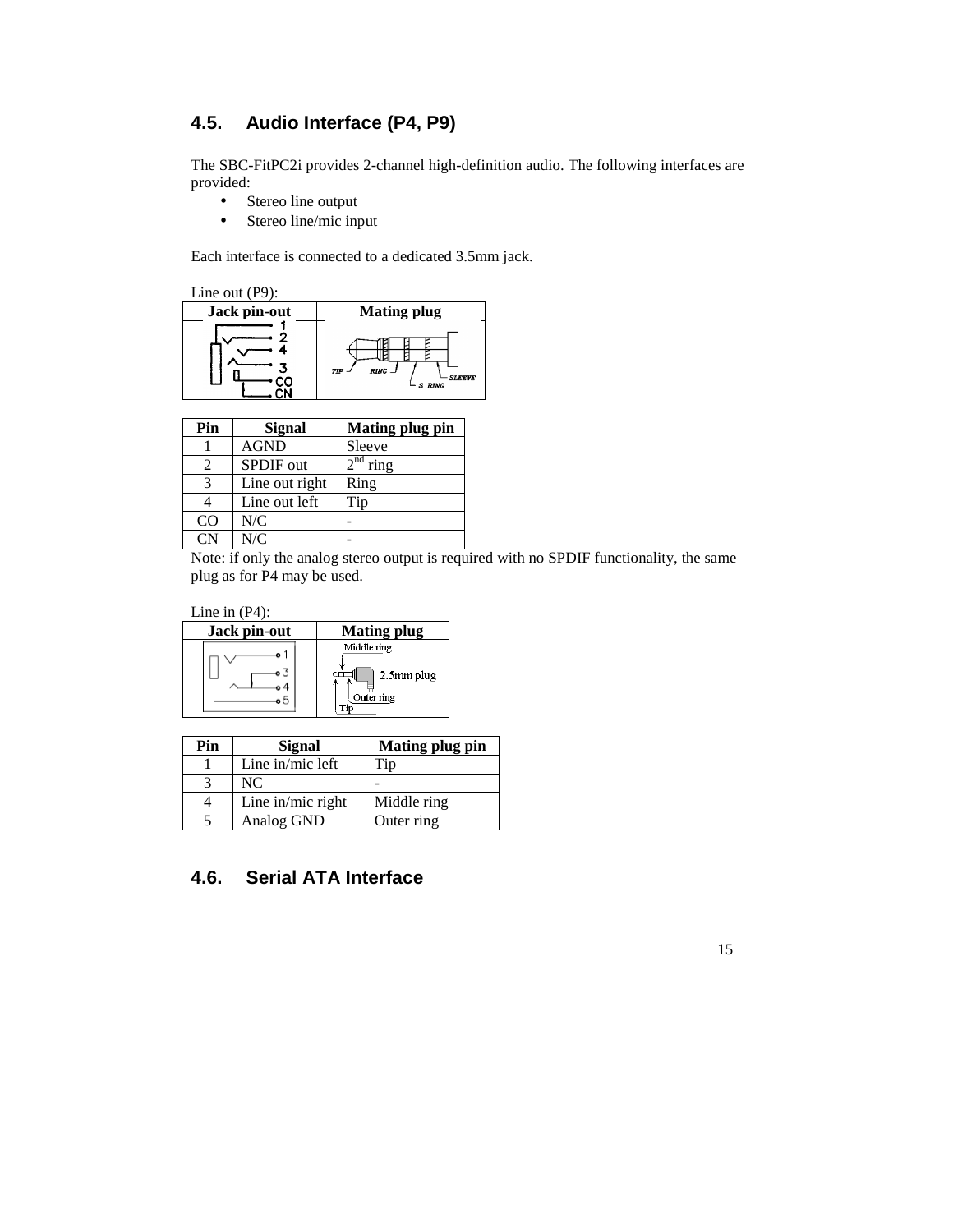## 4.5. Audio Interface (P4, P9)

The SBC-FitPC2i provides 2-channel high-definition audio. The following interfaces are provided:

- Stereo line output
- Stereo line/mic input

Each interface is connected to a dedicated 3.5mm jack.

Line out (P9):

| Jack pin-out | Mating plug |
| --- | --- |
| | |

| Pin | Signal | Mating plug pin |
| --- | --- | --- |
| 1 | AGND | Sleeve |
| 2 | SPDIF out | 2nd ring |
| 3 | Line out right | Ring |
| 4 | Line out left | Tip |
| CO | N/C | - |
| CN | N/C | - |

Note: if only the analog stereo output is required with no SPDIF functionality, the same plug as for P4 may be used.

Line in (P4):

| Jack pin-out | Mating plug |
| --- | --- |
| | |

| Pin | Signal | Mating plug pin |
| --- | --- | --- |
| 1 | Line in/mic left | Tip |
| 3 | NC | - |
| 4 | Line in/mic right | Middle ring |
| 5 | Analog GND | Outer ring |

## 4.6. Serial ATA Interface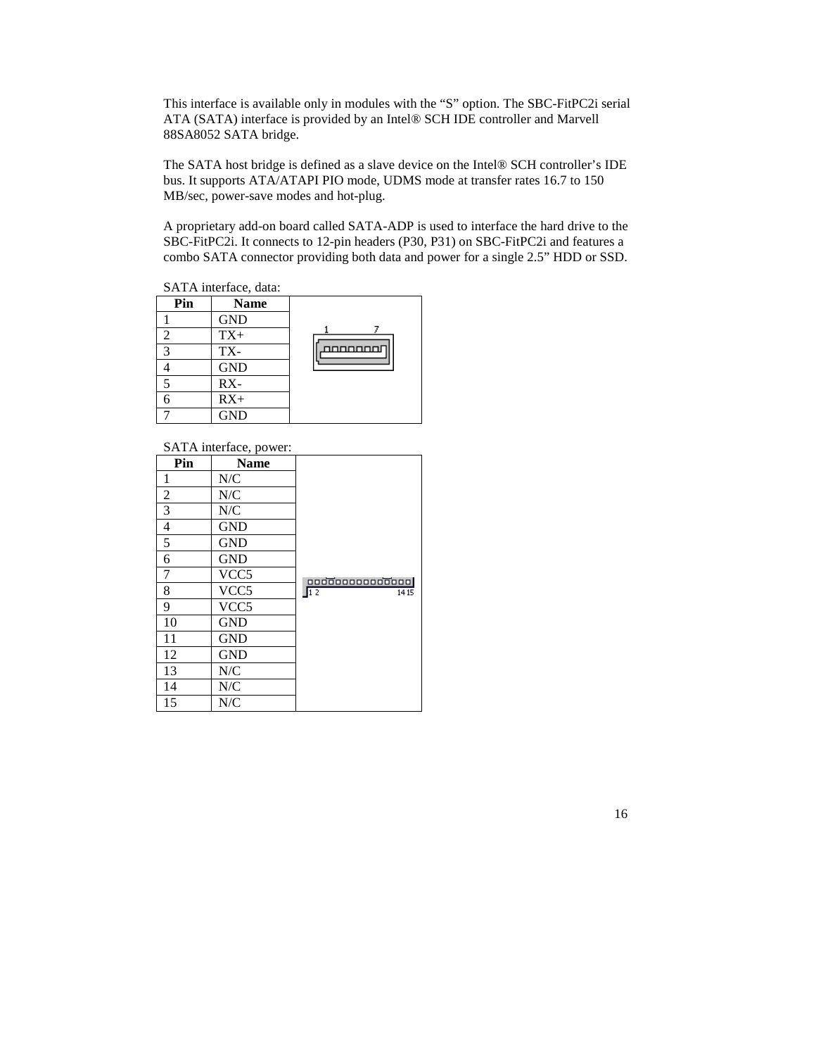This interface is available only in modules with the “S” option. The SBC-FitPC2i serial ATA (SATA) interface is provided by an Intel® SCH IDE controller and Marvell 88SA8052 SATA bridge.

The SATA host bridge is defined as a slave device on the Intel® SCH controller’s IDE bus. It supports ATA/ATAPI PIO mode, UDMS mode at transfer rates 16.7 to 150 MB/sec, power-save modes and hot-plug.

A proprietary add-on board called SATA-ADP is used to interface the hard drive to the SBC-FitPC2i. It connects to 12-pin headers (P30, P31) on SBC-FitPC2i and features a combo SATA connector providing both data and power for a single 2.5” HDD or SSD.

SATA interface, data:

| Pin | Name |
|---|---|
| 1 | GND |
| 2 | TX+ |
| 3 | TX- |
| 4 | GND |
| 5 | RX- |
| 6 | RX+ |
| 7 | GND |

SATA interface, power:

| Pin | Name |
|---|---|
| 1 | N/C |
| 2 | N/C |
| 3 | N/C |
| 4 | GND |
| 5 | GND |
| 6 | GND |
| 7 | VCC5 |
| 8 | VCC5 |
| 9 | VCC5 |
| 10 | GND |
| 11 | GND |
| 12 | GND |
| 13 | N/C |
| 14 | N/C |
| 15 | N/C |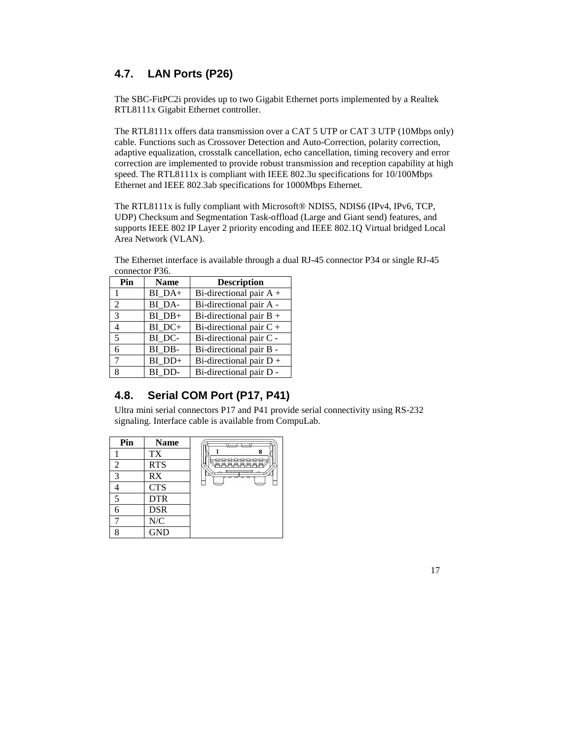## 4.7. LAN Ports (P26)

The SBC-FitPC2i provides up to two Gigabit Ethernet ports implemented by a Realtek RTL8111x Gigabit Ethernet controller.

The RTL8111x offers data transmission over a CAT 5 UTP or CAT 3 UTP (10Mbps only) cable. Functions such as Crossover Detection and Auto-Correction, polarity correction, adaptive equalization, crosstalk cancellation, echo cancellation, timing recovery and error correction are implemented to provide robust transmission and reception capability at high speed. The RTL8111x is compliant with IEEE 802.3u specifications for 10/100Mbps Ethernet and IEEE 802.3ab specifications for 1000Mbps Ethernet.

The RTL8111x is fully compliant with Microsoft® NDIS5, NDIS6 (IPv4, IPv6, TCP, UDP) Checksum and Segmentation Task-offload (Large and Giant send) features, and supports IEEE 802 IP Layer 2 priority encoding and IEEE 802.1Q Virtual bridged Local Area Network (VLAN).

The Ethernet interface is available through a dual RJ-45 connector P34 or single RJ-45 connector P36.

| Pin | Name | Description |
|---|---|---|
| 1 | BI_DA+ | Bi-directional pair A + |
| 2 | BI_DA- | Bi-directional pair A - |
| 3 | BI_DB+ | Bi-directional pair B + |
| 4 | BI_DC+ | Bi-directional pair C + |
| 5 | BI_DC- | Bi-directional pair C - |
| 6 | BI_DB- | Bi-directional pair B - |
| 7 | BI_DD+ | Bi-directional pair D + |
| 8 | BI_DD- | Bi-directional pair D - |

## 4.8. Serial COM Port (P17, P41)

Ultra mini serial connectors P17 and P41 provide serial connectivity using RS-232 signaling. Interface cable is available from CompuLab.

| Pin | Name |
|---|---|
| 1 | TX |
| 2 | RTS |
| 3 | RX |
| 4 | CTS |
| 5 | DTR |
| 6 | DSR |
| 7 | N/C |
| 8 | GND |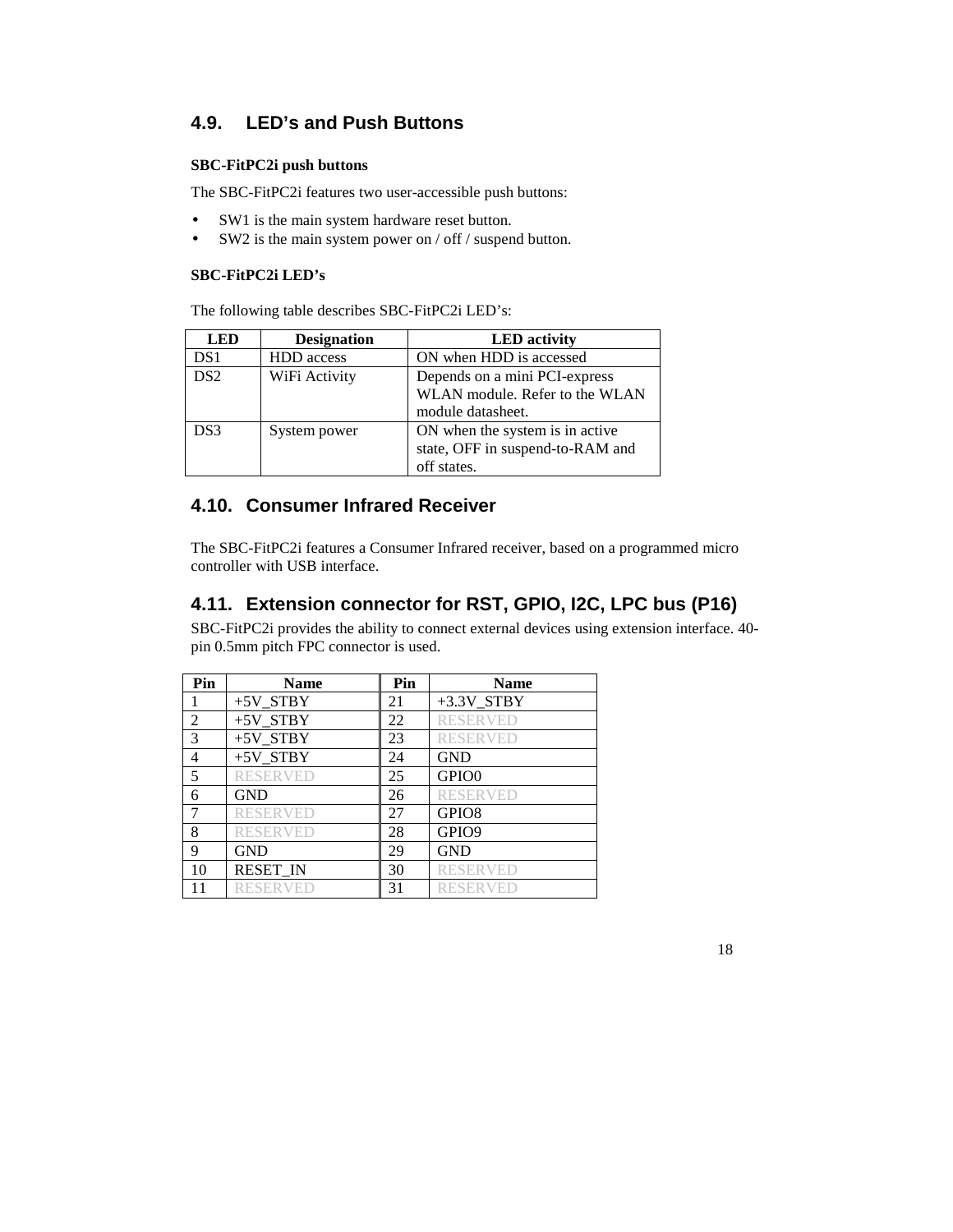## 4.9. LED's and Push Buttons

**SBC-FitPC2i push buttons**

The SBC-FitPC2i features two user-accessible push buttons:

- SW1 is the main system hardware reset button.
- SW2 is the main system power on / off / suspend button.

**SBC-FitPC2i LED's**

The following table describes SBC-FitPC2i LED's:

| LED | Designation | LED activity |
|---|---|---|
| DS1 | HDD access | ON when HDD is accessed |
| DS2 | WiFi Activity | Depends on a mini PCI-express WLAN module. Refer to the WLAN module datasheet. |
| DS3 | System power | ON when the system is in active state, OFF in suspend-to-RAM and off states. |

## 4.10. Consumer Infrared Receiver

The SBC-FitPC2i features a Consumer Infrared receiver, based on a programmed micro controller with USB interface.

## 4.11. Extension connector for RST, GPIO, I2C, LPC bus (P16)

SBC-FitPC2i provides the ability to connect external devices using extension interface. 40-pin 0.5mm pitch FPC connector is used.

| Pin | Name | Pin | Name |
|---|---|---|---|
| 1 | +5V_STBY | 21 | +3.3V_STBY |
| 2 | +5V_STBY | 22 | RESERVED |
| 3 | +5V_STBY | 23 | RESERVED |
| 4 | +5V_STBY | 24 | GND |
| 5 | RESERVED | 25 | GPIO0 |
| 6 | GND | 26 | RESERVED |
| 7 | RESERVED | 27 | GPIO8 |
| 8 | RESERVED | 28 | GPIO9 |
| 9 | GND | 29 | GND |
| 10 | RESET_IN | 30 | RESERVED |
| 11 | RESERVED | 31 | RESERVED |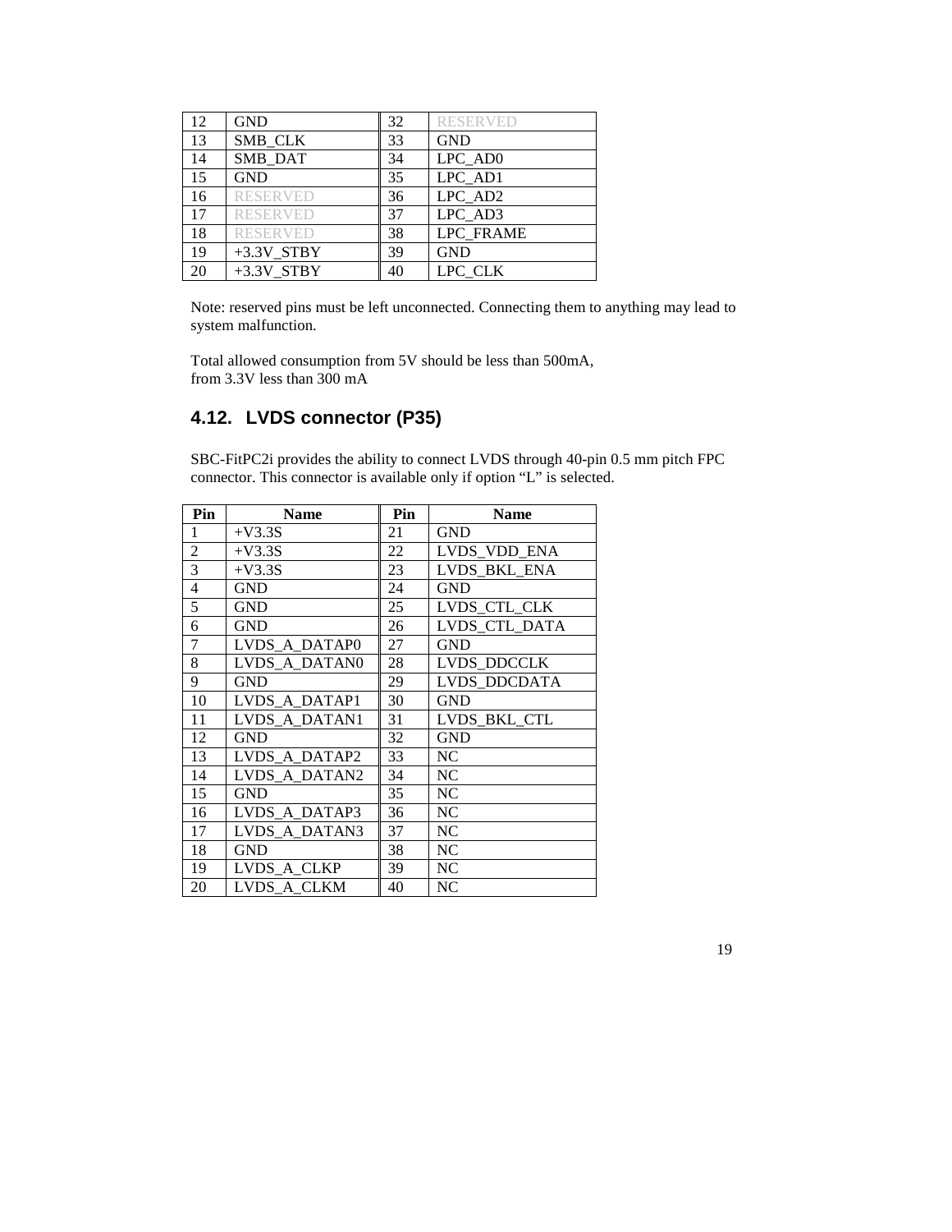| 12 | GND | 32 | RESERVED |
|---|---|---|---|
| 13 | SMB_CLK | 33 | GND |
| 14 | SMB_DAT | 34 | LPC_AD0 |
| 15 | GND | 35 | LPC_AD1 |
| 16 | RESERVED | 36 | LPC_AD2 |
| 17 | RESERVED | 37 | LPC_AD3 |
| 18 | RESERVED | 38 | LPC_FRAME |
| 19 | +3.3V_STBY | 39 | GND |
| 20 | +3.3V_STBY | 40 | LPC_CLK |

Note: reserved pins must be left unconnected. Connecting them to anything may lead to system malfunction.

Total allowed consumption from 5V should be less than 500mA,
from 3.3V less than 300 mA

## 4.12. LVDS connector (P35)

SBC-FitPC2i provides the ability to connect LVDS through 40-pin 0.5 mm pitch FPC connector. This connector is available only if option "L" is selected.

| Pin | Name | Pin | Name |
|---|---|---|---|
| 1 | +V3.3S | 21 | GND |
| 2 | +V3.3S | 22 | LVDS_VDD_ENA |
| 3 | +V3.3S | 23 | LVDS_BKL_ENA |
| 4 | GND | 24 | GND |
| 5 | GND | 25 | LVDS_CTL_CLK |
| 6 | GND | 26 | LVDS_CTL_DATA |
| 7 | LVDS_A_DATAP0 | 27 | GND |
| 8 | LVDS_A_DATAN0 | 28 | LVDS_DDCCLK |
| 9 | GND | 29 | LVDS_DDCDATA |
| 10 | LVDS_A_DATAP1 | 30 | GND |
| 11 | LVDS_A_DATAN1 | 31 | LVDS_BKL_CTL |
| 12 | GND | 32 | GND |
| 13 | LVDS_A_DATAP2 | 33 | NC |
| 14 | LVDS_A_DATAN2 | 34 | NC |
| 15 | GND | 35 | NC |
| 16 | LVDS_A_DATAP3 | 36 | NC |
| 17 | LVDS_A_DATAN3 | 37 | NC |
| 18 | GND | 38 | NC |
| 19 | LVDS_A_CLKP | 39 | NC |
| 20 | LVDS_A_CLKM | 40 | NC |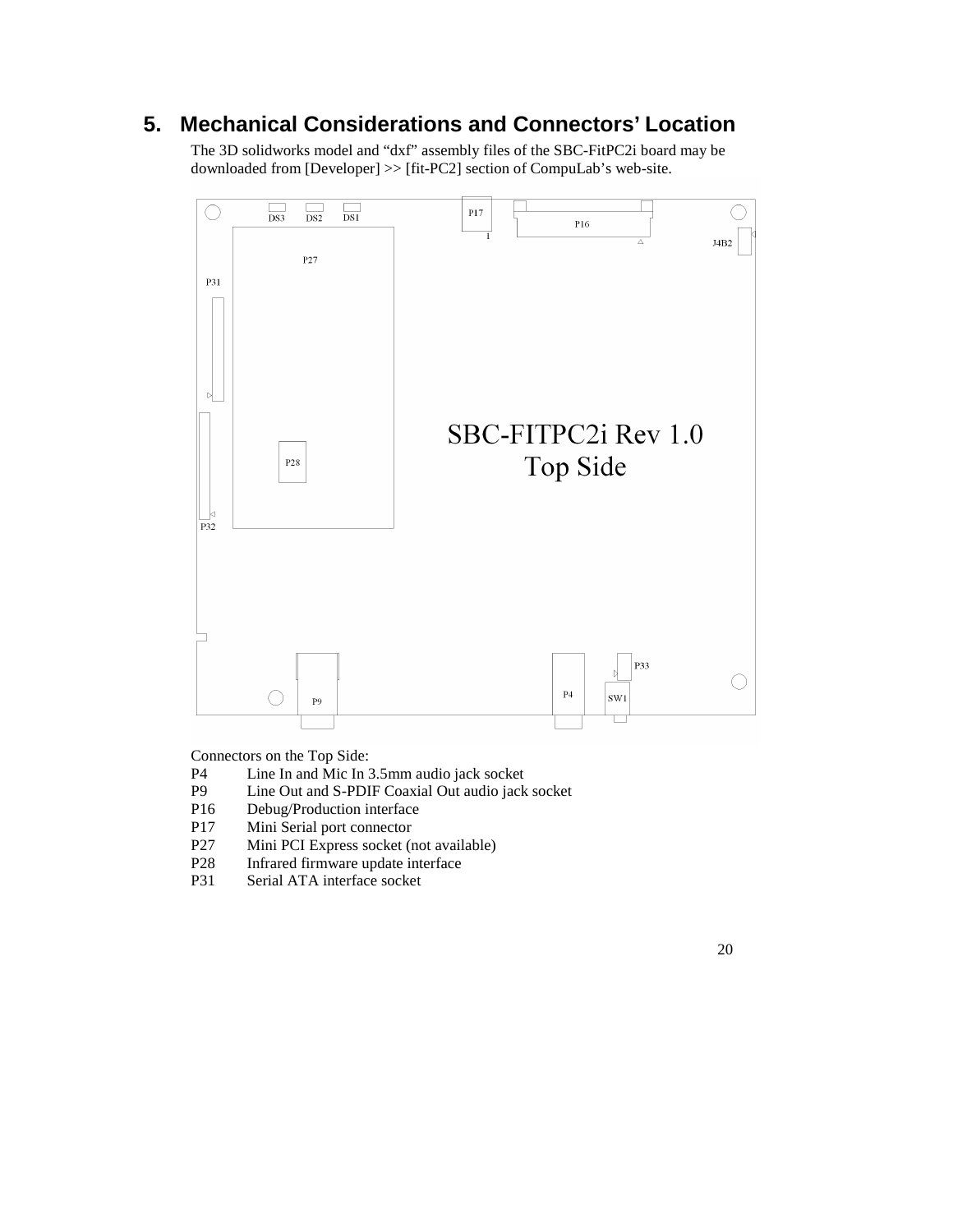# 5. Mechanical Considerations and Connectors' Location

The 3D solidworks model and "dxf" assembly files of the SBC-FitPC2i board may be downloaded from [Developer] >> [fit-PC2] section of CompuLab's web-site.

Connectors on the Top Side:

| | |
|---|---|
| P4 | Line In and Mic In 3.5mm audio jack socket |
| P9 | Line Out and S-PDIF Coaxial Out audio jack socket |
| P16 | Debug/Production interface |
| P17 | Mini Serial port connector |
| P27 | Mini PCI Express socket (not available) |
| P28 | Infrared firmware update interface |
| P31 | Serial ATA interface socket |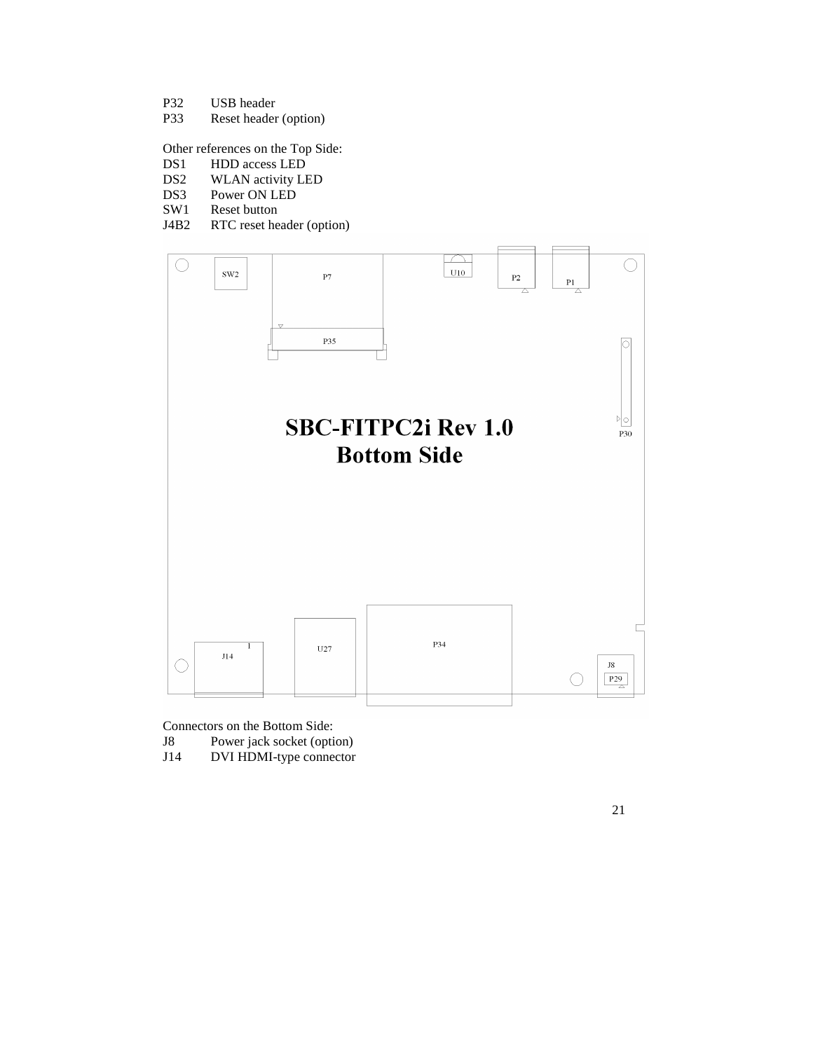P32	USB header
P33	Reset header (option)

Other references on the Top Side:
DS1	HDD access LED
DS2	WLAN activity LED
DS3	Power ON LED
SW1	Reset button
J4B2	RTC reset header (option)

**SBC-FITPC2i Rev 1.0**
**Bottom Side**

Connectors on the Bottom Side:
J8	Power jack socket (option)
J14	DVI HDMI-type connector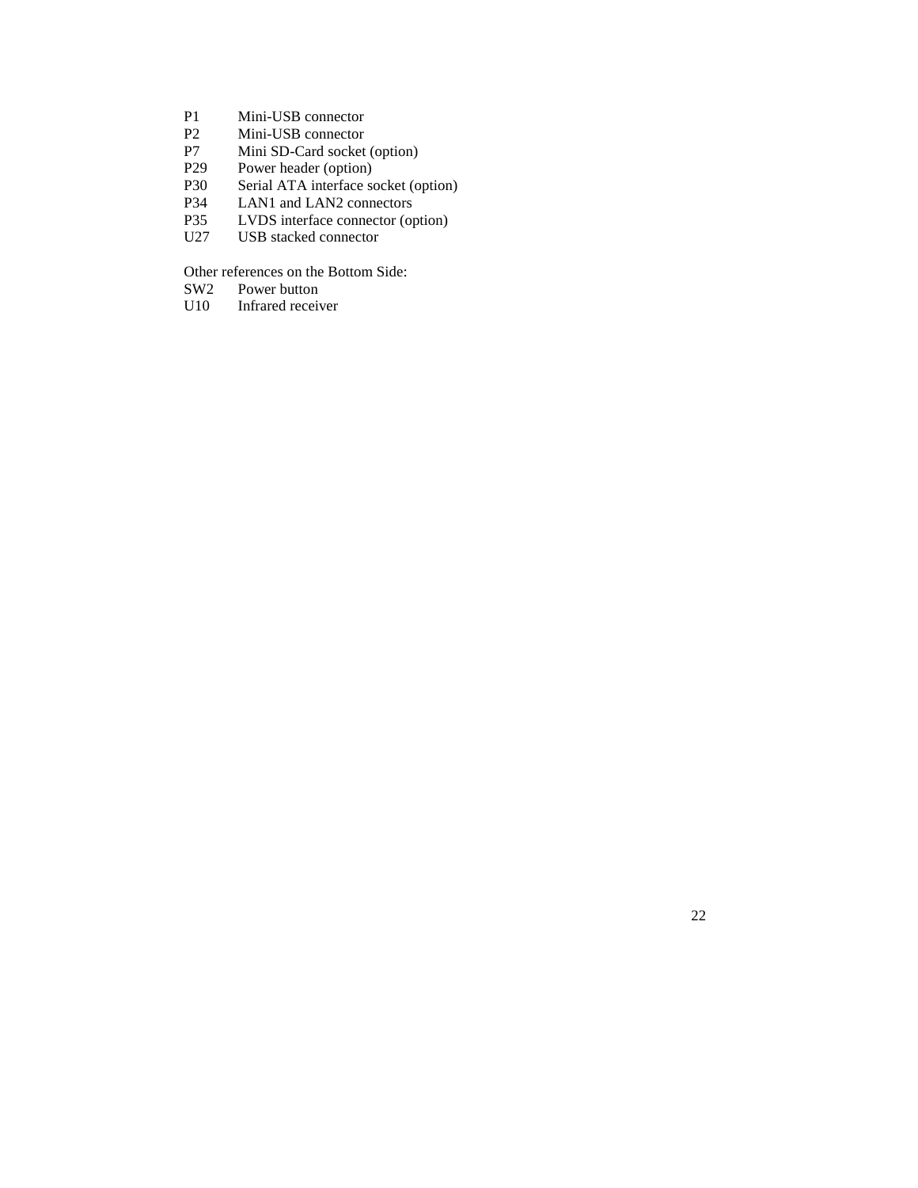| | |
|---|---|
| P1 | Mini-USB connector |
| P2 | Mini-USB connector |
| P7 | Mini SD-Card socket (option) |
| P29 | Power header (option) |
| P30 | Serial ATA interface socket (option) |
| P34 | LAN1 and LAN2 connectors |
| P35 | LVDS interface connector (option) |
| U27 | USB stacked connector |

Other references on the Bottom Side:

| | |
|---|---|
| SW2 | Power button |
| U10 | Infrared receiver |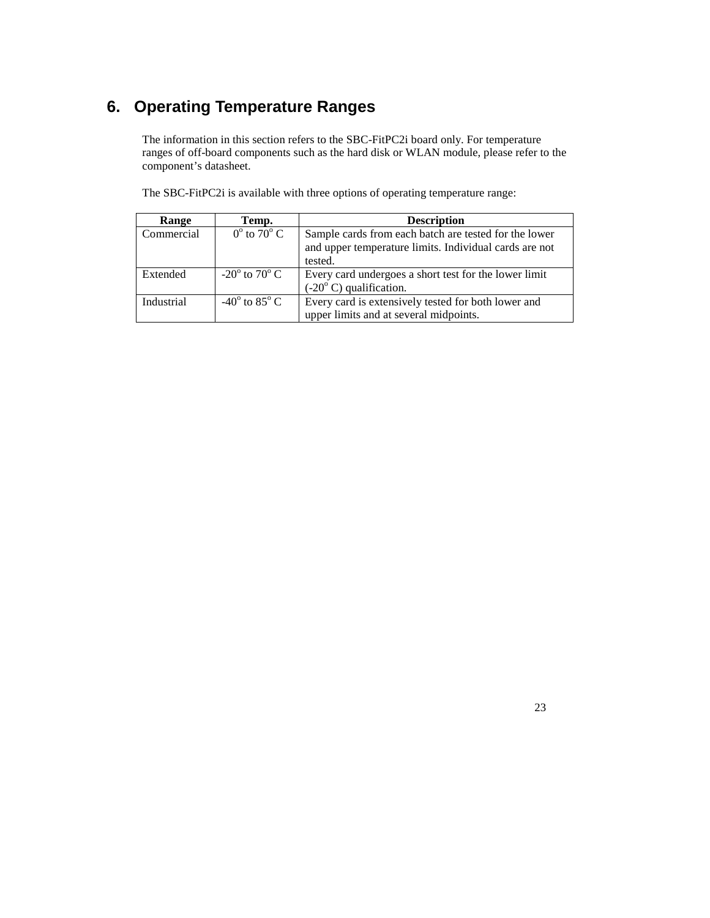## 6. Operating Temperature Ranges

The information in this section refers to the SBC-FitPC2i board only. For temperature ranges of off-board components such as the hard disk or WLAN module, please refer to the component's datasheet.

The SBC-FitPC2i is available with three options of operating temperature range:

| Range | Temp. | Description |
|---|---|---|
| Commercial | $0^o$ to $70^o$ C | Sample cards from each batch are tested for the lower and upper temperature limits. Individual cards are not tested. |
| Extended | $-20^o$ to $70^o$ C | Every card undergoes a short test for the lower limit ($-20^o$ C) qualification. |
| Industrial | $-40^o$ to $85^o$ C | Every card is extensively tested for both lower and upper limits and at several midpoints. |